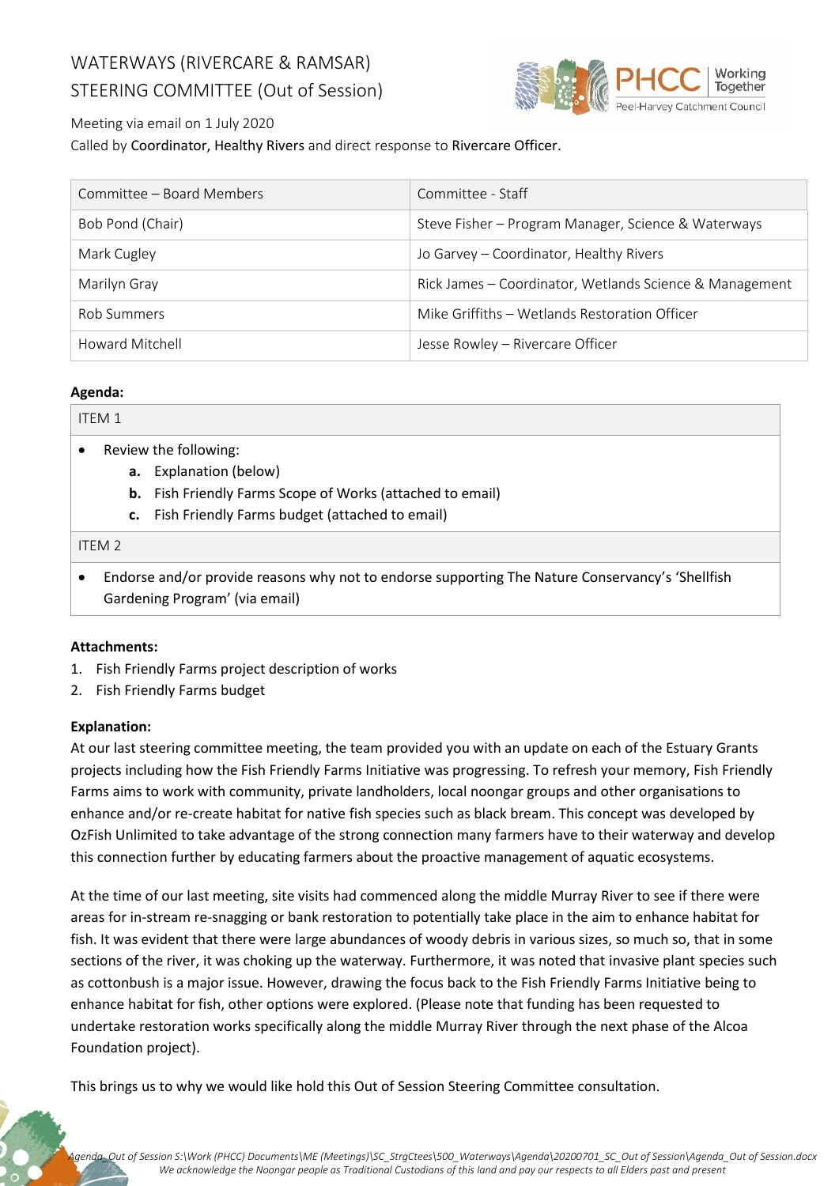# WATERWAYS (RIVERCARE & RAMSAR) STEERING COMMITTEE (Out of Session)

Meeting via email on 1 July 2020

Called by Coordinator, Healthy Rivers and direct response to Rivercare Officer.

| Committee – Board Members | Committee - Staff |
|---|---|
| Bob Pond (Chair) | Steve Fisher – Program Manager, Science & Waterways |
| Mark Cugley | Jo Garvey – Coordinator, Healthy Rivers |
| Marilyn Gray | Rick James – Coordinator, Wetlands Science & Management |
| Rob Summers | Mike Griffiths – Wetlands Restoration Officer |
| Howard Mitchell | Jesse Rowley – Rivercare Officer |

**Agenda:**

| ITEM 1 |
|---|
| • Review the following:<br>**a.** Explanation (below)<br>**b.** Fish Friendly Farms Scope of Works (attached to email)<br>**c.** Fish Friendly Farms budget (attached to email) |
| ITEM 2 |
| • Endorse and/or provide reasons why not to endorse supporting The Nature Conservancy's 'Shellfish Gardening Program' (via email) |

**Attachments:**

1. Fish Friendly Farms project description of works
2. Fish Friendly Farms budget

**Explanation:**

At our last steering committee meeting, the team provided you with an update on each of the Estuary Grants projects including how the Fish Friendly Farms Initiative was progressing. To refresh your memory, Fish Friendly Farms aims to work with community, private landholders, local noongar groups and other organisations to enhance and/or re-create habitat for native fish species such as black bream. This concept was developed by OzFish Unlimited to take advantage of the strong connection many farmers have to their waterway and develop this connection further by educating farmers about the proactive management of aquatic ecosystems.

At the time of our last meeting, site visits had commenced along the middle Murray River to see if there were areas for in-stream re-snagging or bank restoration to potentially take place in the aim to enhance habitat for fish. It was evident that there were large abundances of woody debris in various sizes, so much so, that in some sections of the river, it was choking up the waterway. Furthermore, it was noted that invasive plant species such as cottonbush is a major issue. However, drawing the focus back to the Fish Friendly Farms Initiative being to enhance habitat for fish, other options were explored. (Please note that funding has been requested to undertake restoration works specifically along the middle Murray River through the next phase of the Alcoa Foundation project).

This brings us to why we would like hold this Out of Session Steering Committee consultation.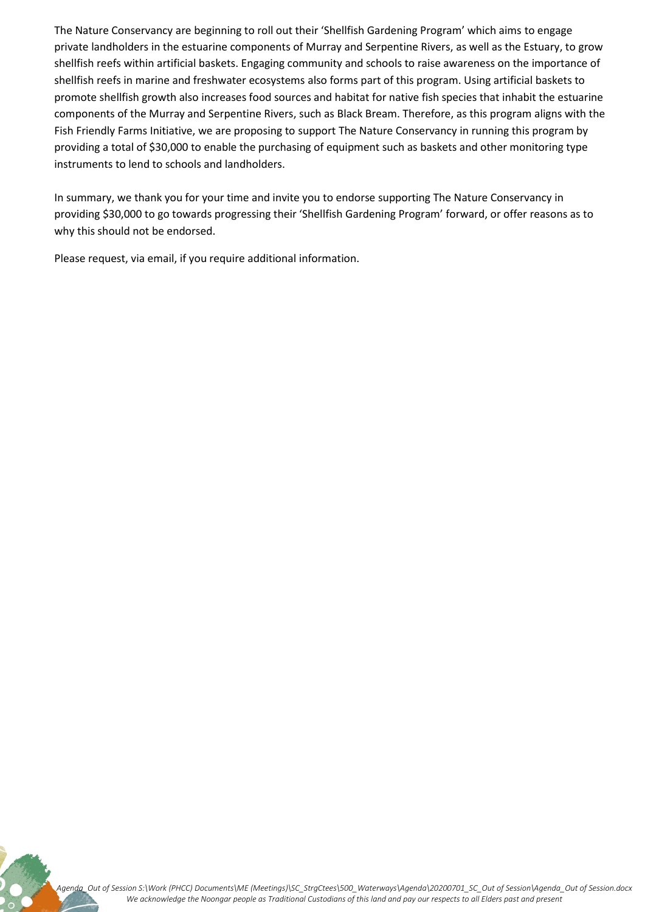The Nature Conservancy are beginning to roll out their 'Shellfish Gardening Program' which aims to engage private landholders in the estuarine components of Murray and Serpentine Rivers, as well as the Estuary, to grow shellfish reefs within artificial baskets. Engaging community and schools to raise awareness on the importance of shellfish reefs in marine and freshwater ecosystems also forms part of this program. Using artificial baskets to promote shellfish growth also increases food sources and habitat for native fish species that inhabit the estuarine components of the Murray and Serpentine Rivers, such as Black Bream. Therefore, as this program aligns with the Fish Friendly Farms Initiative, we are proposing to support The Nature Conservancy in running this program by providing a total of $30,000 to enable the purchasing of equipment such as baskets and other monitoring type instruments to lend to schools and landholders.

In summary, we thank you for your time and invite you to endorse supporting The Nature Conservancy in providing $30,000 to go towards progressing their 'Shellfish Gardening Program' forward, or offer reasons as to why this should not be endorsed.

Please request, via email, if you require additional information.